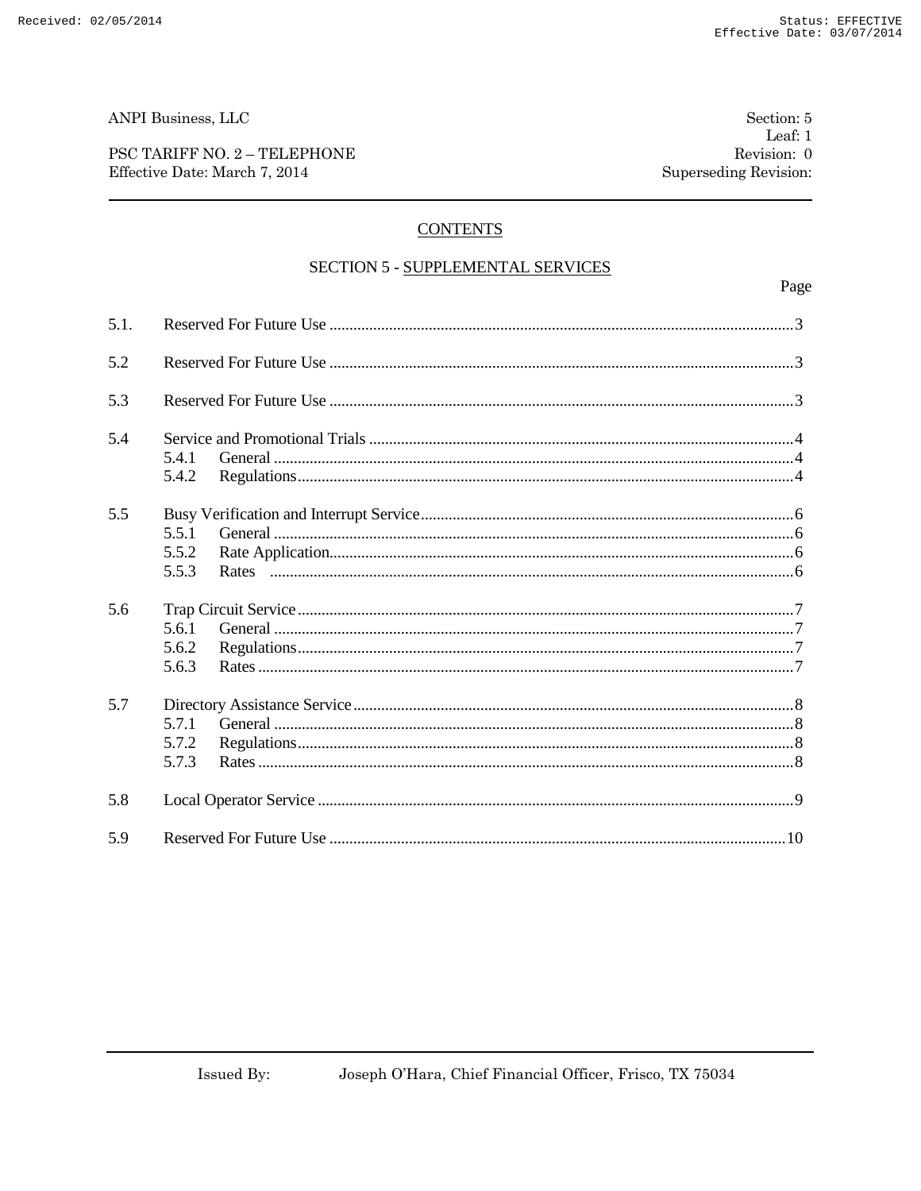ANPI Business, LLC

PSC TARIFF NO. 2 – TELEPHONE
Effective Date: March 7, 2014

Section: 5
Leaf: 1
Revision: 0
Superseding Revision:

## CONTENTS

### SECTION 5 - SUPPLEMENTAL SERVICES

| | | Page |
|---|---|---|
| 5.1. | Reserved For Future Use | 3 |
| 5.2 | Reserved For Future Use | 3 |
| 5.3 | Reserved For Future Use | 3 |
| 5.4 | Service and Promotional Trials | 4 |
| | 5.4.1 General | 4 |
| | 5.4.2 Regulations | 4 |
| 5.5 | Busy Verification and Interrupt Service | 6 |
| | 5.5.1 General | 6 |
| | 5.5.2 Rate Application | 6 |
| | 5.5.3 Rates | 6 |
| 5.6 | Trap Circuit Service | 7 |
| | 5.6.1 General | 7 |
| | 5.6.2 Regulations | 7 |
| | 5.6.3 Rates | 7 |
| 5.7 | Directory Assistance Service | 8 |
| | 5.7.1 General | 8 |
| | 5.7.2 Regulations | 8 |
| | 5.7.3 Rates | 8 |
| 5.8 | Local Operator Service | 9 |
| 5.9 | Reserved For Future Use | 10 |

Issued By: Joseph O'Hara, Chief Financial Officer, Frisco, TX 75034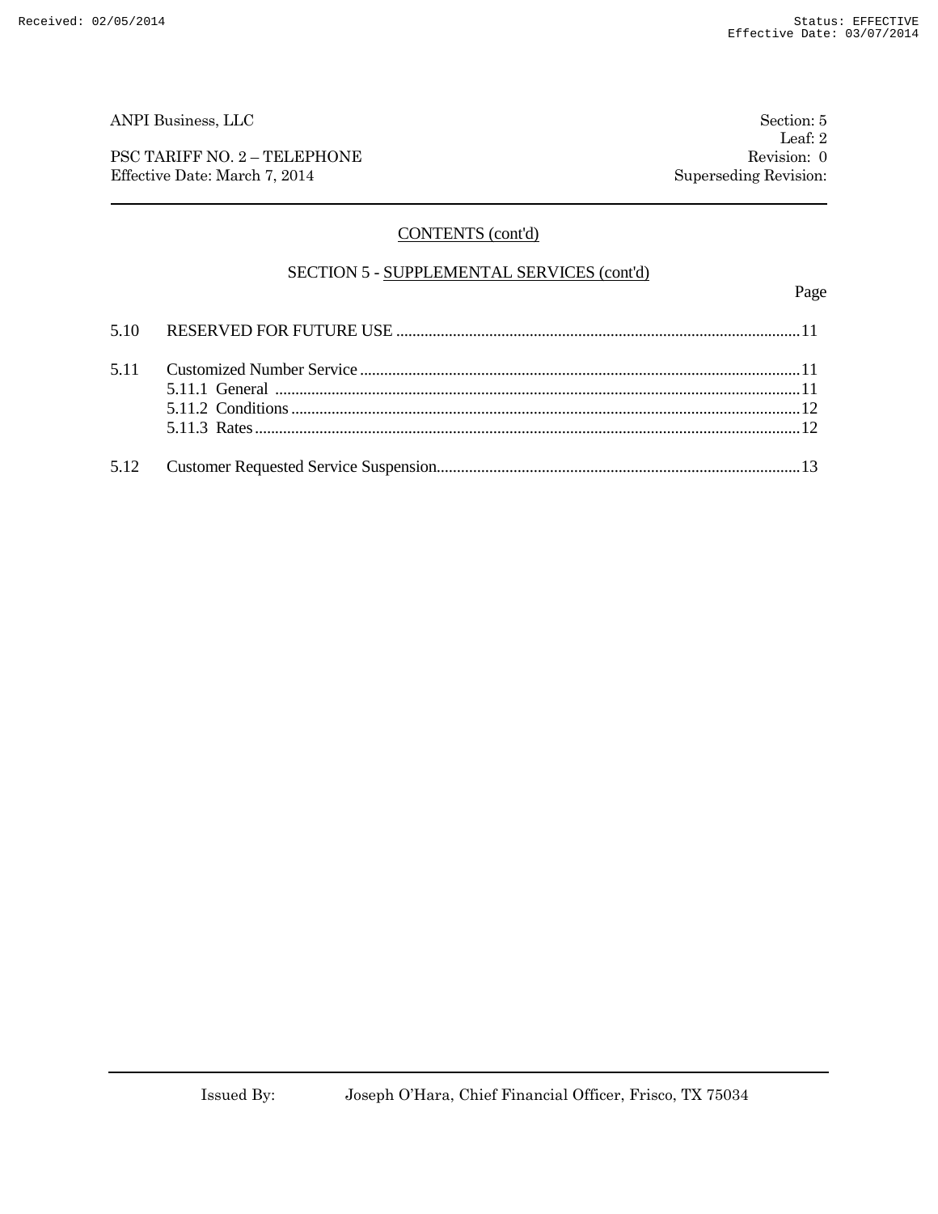ANPI Business, LLC

PSC TARIFF NO. 2 – TELEPHONE
Effective Date: March 7, 2014

Section: 5
Leaf: 2
Revision: 0
Superseding Revision:

## CONTENTS (cont'd)

### SECTION 5 - SUPPLEMENTAL SERVICES (cont'd)

| | | Page |
|---|---|---|
| 5.10 | RESERVED FOR FUTURE USE | 11 |
| 5.11 | Customized Number Service | 11 |
| | 5.11.1 General | 11 |
| | 5.11.2 Conditions | 12 |
| | 5.11.3 Rates | 12 |
| 5.12 | Customer Requested Service Suspension | 13 |

Issued By: Joseph O'Hara, Chief Financial Officer, Frisco, TX 75034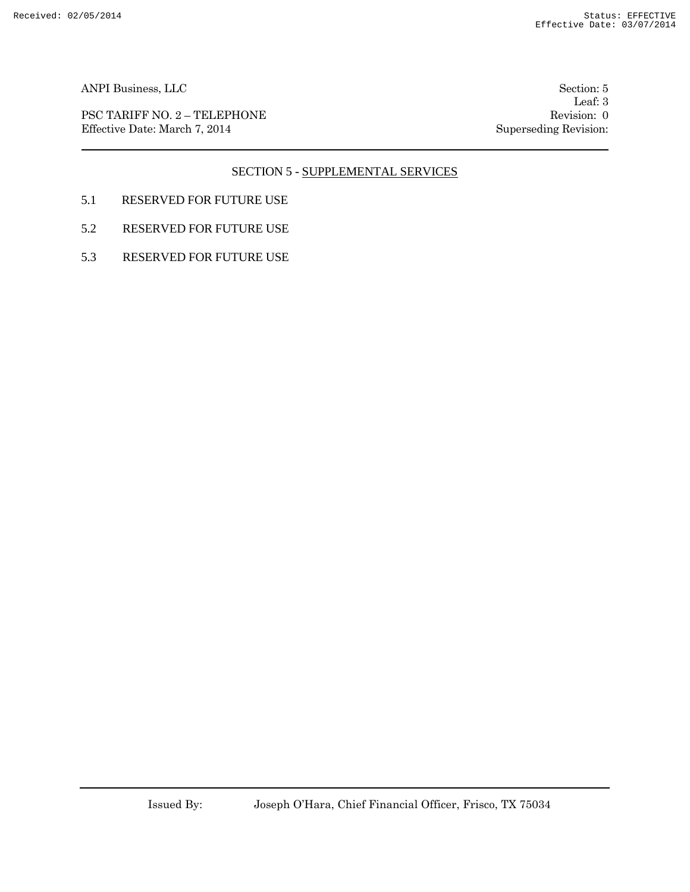## SECTION 5 - SUPPLEMENTAL SERVICES

5.1 RESERVED FOR FUTURE USE

5.2 RESERVED FOR FUTURE USE

5.3 RESERVED FOR FUTURE USE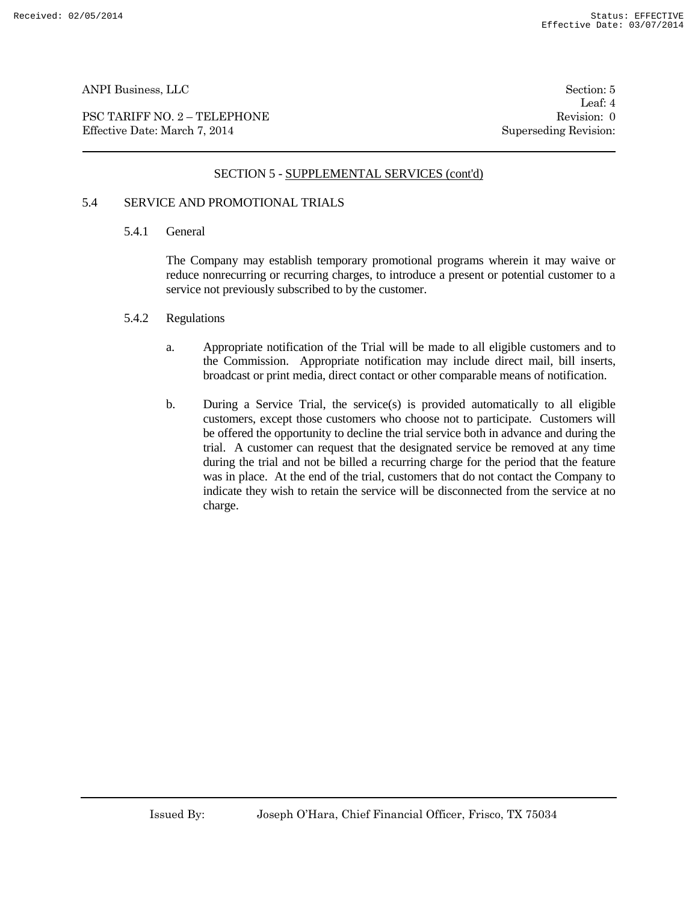## SECTION 5 - SUPPLEMENTAL SERVICES (cont'd)

### 5.4 SERVICE AND PROMOTIONAL TRIALS

#### 5.4.1 General

The Company may establish temporary promotional programs wherein it may waive or reduce nonrecurring or recurring charges, to introduce a present or potential customer to a service not previously subscribed to by the customer.

#### 5.4.2 Regulations

a. Appropriate notification of the Trial will be made to all eligible customers and to the Commission. Appropriate notification may include direct mail, bill inserts, broadcast or print media, direct contact or other comparable means of notification.

b. During a Service Trial, the service(s) is provided automatically to all eligible customers, except those customers who choose not to participate. Customers will be offered the opportunity to decline the trial service both in advance and during the trial. A customer can request that the designated service be removed at any time during the trial and not be billed a recurring charge for the period that the feature was in place. At the end of the trial, customers that do not contact the Company to indicate they wish to retain the service will be disconnected from the service at no charge.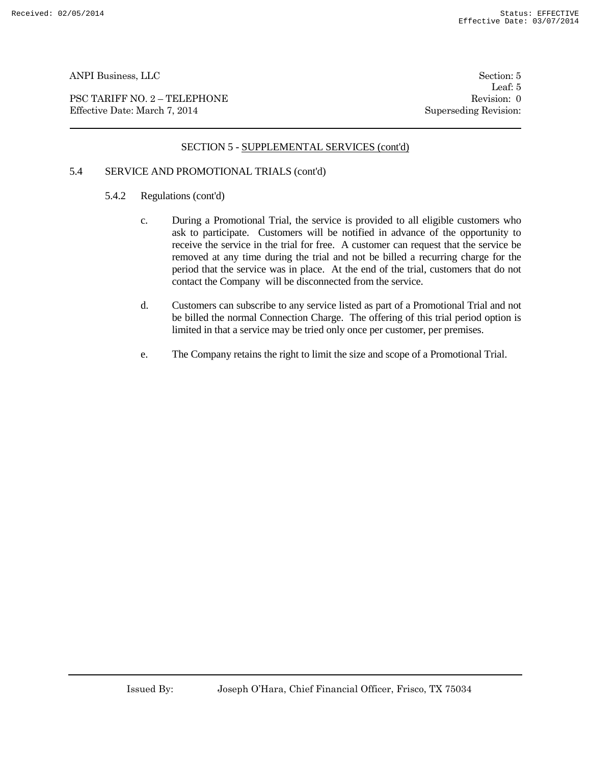## SECTION 5 - SUPPLEMENTAL SERVICES (cont'd)

### 5.4 SERVICE AND PROMOTIONAL TRIALS (cont'd)

#### 5.4.2 Regulations (cont'd)

c. During a Promotional Trial, the service is provided to all eligible customers who ask to participate. Customers will be notified in advance of the opportunity to receive the service in the trial for free. A customer can request that the service be removed at any time during the trial and not be billed a recurring charge for the period that the service was in place. At the end of the trial, customers that do not contact the Company will be disconnected from the service.

d. Customers can subscribe to any service listed as part of a Promotional Trial and not be billed the normal Connection Charge. The offering of this trial period option is limited in that a service may be tried only once per customer, per premises.

e. The Company retains the right to limit the size and scope of a Promotional Trial.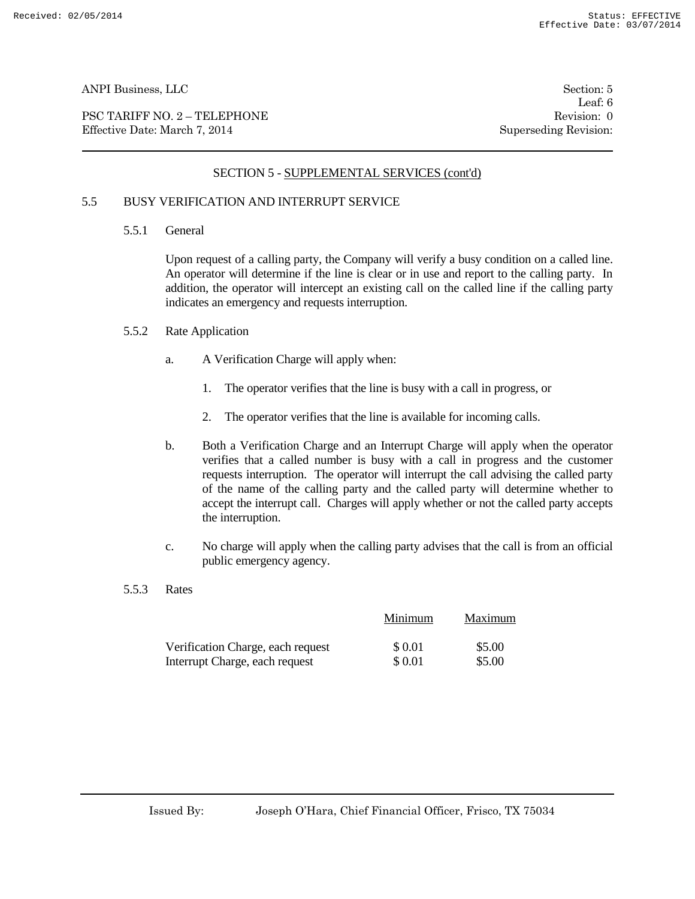## SECTION 5 - SUPPLEMENTAL SERVICES (cont'd)

### 5.5 BUSY VERIFICATION AND INTERRUPT SERVICE

#### 5.5.1 General

Upon request of a calling party, the Company will verify a busy condition on a called line. An operator will determine if the line is clear or in use and report to the calling party. In addition, the operator will intercept an existing call on the called line if the calling party indicates an emergency and requests interruption.

#### 5.5.2 Rate Application

a. A Verification Charge will apply when:

1. The operator verifies that the line is busy with a call in progress, or
2. The operator verifies that the line is available for incoming calls.

b. Both a Verification Charge and an Interrupt Charge will apply when the operator verifies that a called number is busy with a call in progress and the customer requests interruption. The operator will interrupt the call advising the called party of the name of the calling party and the called party will determine whether to accept the interrupt call. Charges will apply whether or not the called party accepts the interruption.

c. No charge will apply when the calling party advises that the call is from an official public emergency agency.

#### 5.5.3 Rates

| | Minimum | Maximum |
|---|---|---|
| Verification Charge, each request | $ 0.01 | $5.00 |
| Interrupt Charge, each request | $ 0.01 | $5.00 |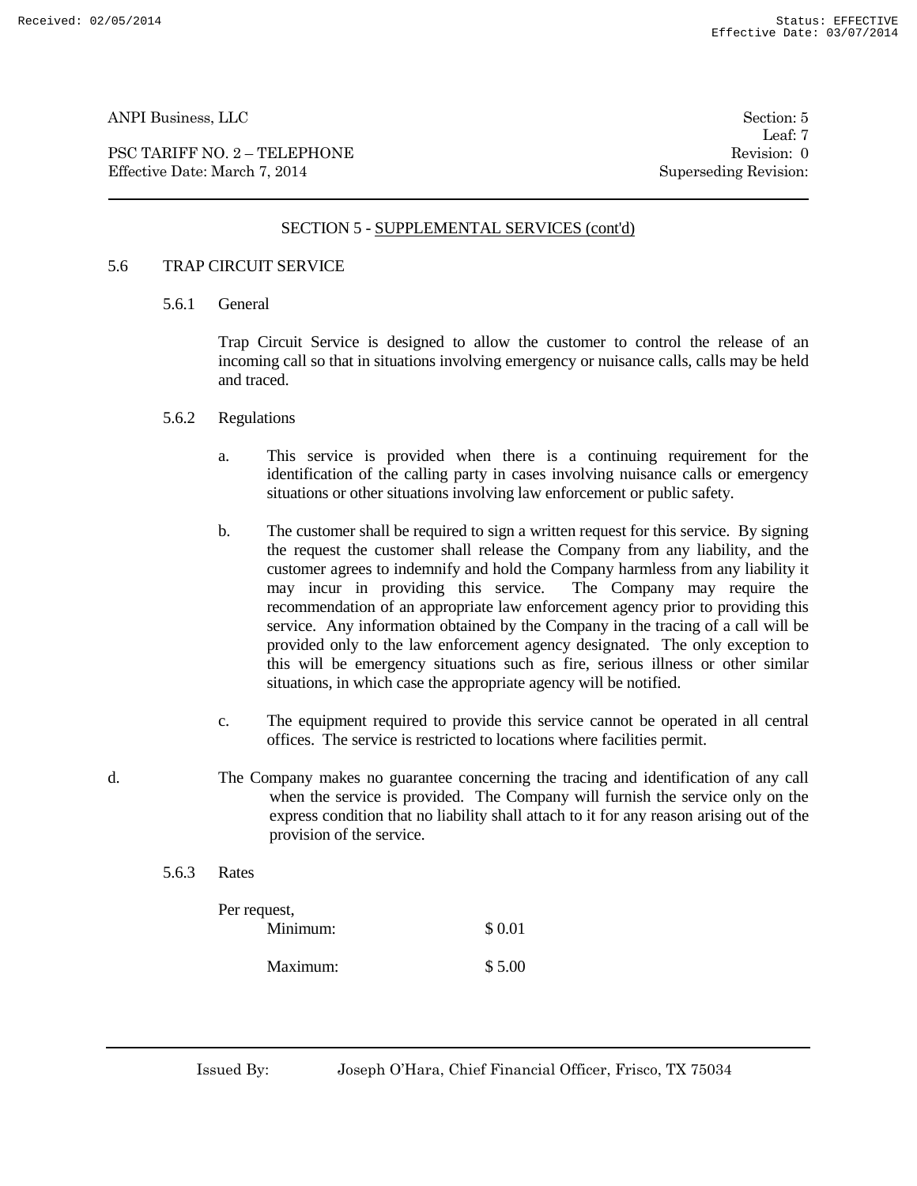ANPI Business, LLC Section: 5
Leaf: 7
PSC TARIFF NO. 2 – TELEPHONE Revision: 0
Effective Date: March 7, 2014 Superseding Revision:

## SECTION 5 - SUPPLEMENTAL SERVICES (cont'd)

### 5.6 TRAP CIRCUIT SERVICE

#### 5.6.1 General

Trap Circuit Service is designed to allow the customer to control the release of an incoming call so that in situations involving emergency or nuisance calls, calls may be held and traced.

#### 5.6.2 Regulations

a. This service is provided when there is a continuing requirement for the identification of the calling party in cases involving nuisance calls or emergency situations or other situations involving law enforcement or public safety.

b. The customer shall be required to sign a written request for this service. By signing the request the customer shall release the Company from any liability, and the customer agrees to indemnify and hold the Company harmless from any liability it may incur in providing this service. The Company may require the recommendation of an appropriate law enforcement agency prior to providing this service. Any information obtained by the Company in the tracing of a call will be provided only to the law enforcement agency designated. The only exception to this will be emergency situations such as fire, serious illness or other similar situations, in which case the appropriate agency will be notified.

c. The equipment required to provide this service cannot be operated in all central offices. The service is restricted to locations where facilities permit.

d. The Company makes no guarantee concerning the tracing and identification of any call when the service is provided. The Company will furnish the service only on the express condition that no liability shall attach to it for any reason arising out of the provision of the service.

#### 5.6.3 Rates

Per request,

| | |
|---|---|
| Minimum: | $ 0.01 |
| Maximum: | $ 5.00 |

Issued By: Joseph O'Hara, Chief Financial Officer, Frisco, TX 75034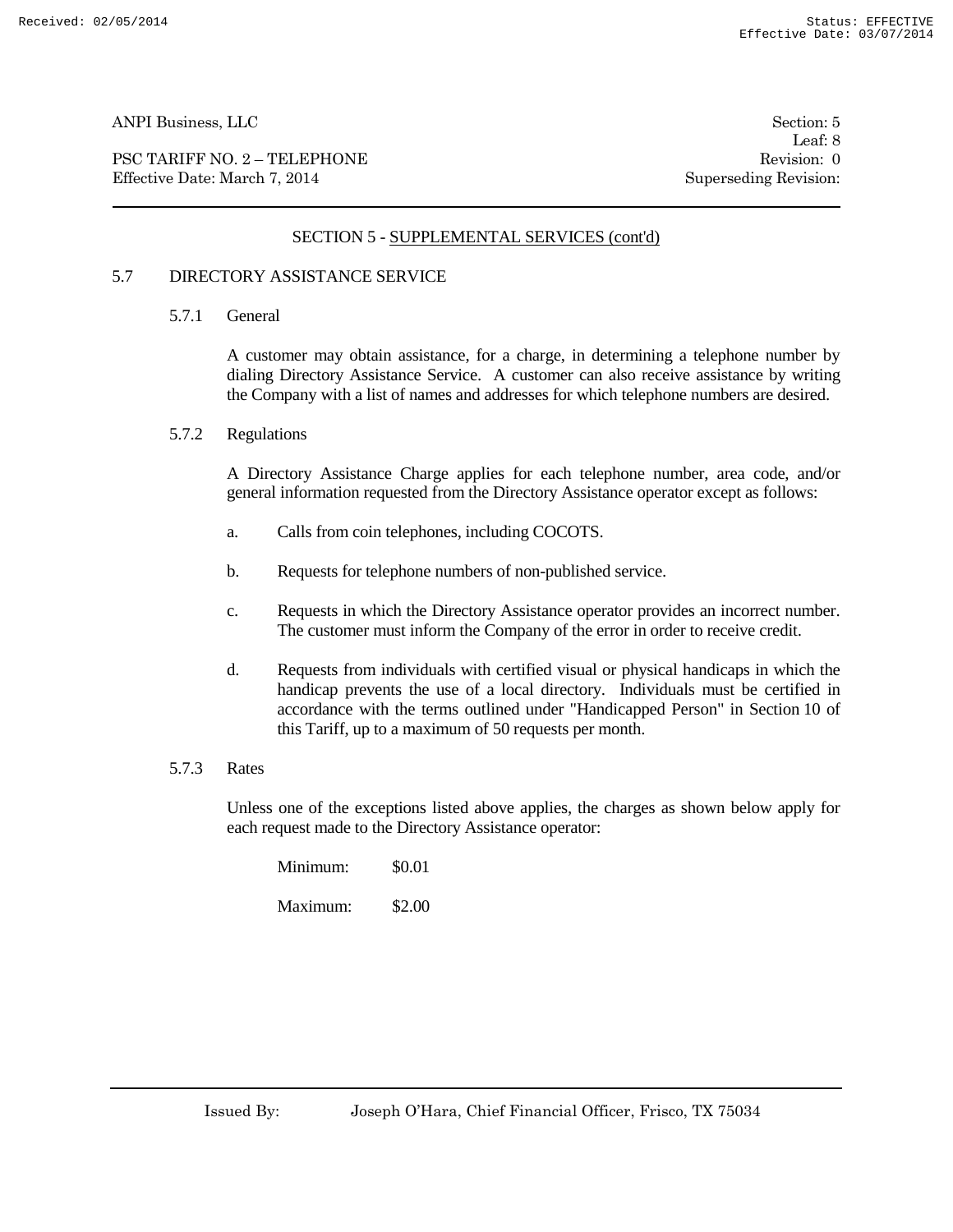## SECTION 5 - SUPPLEMENTAL SERVICES (cont'd)

### 5.7 DIRECTORY ASSISTANCE SERVICE

#### 5.7.1 General

A customer may obtain assistance, for a charge, in determining a telephone number by dialing Directory Assistance Service. A customer can also receive assistance by writing the Company with a list of names and addresses for which telephone numbers are desired.

#### 5.7.2 Regulations

A Directory Assistance Charge applies for each telephone number, area code, and/or general information requested from the Directory Assistance operator except as follows:

a. Calls from coin telephones, including COCOTS.

b. Requests for telephone numbers of non-published service.

c. Requests in which the Directory Assistance operator provides an incorrect number. The customer must inform the Company of the error in order to receive credit.

d. Requests from individuals with certified visual or physical handicaps in which the handicap prevents the use of a local directory. Individuals must be certified in accordance with the terms outlined under "Handicapped Person" in Section 10 of this Tariff, up to a maximum of 50 requests per month.

#### 5.7.3 Rates

Unless one of the exceptions listed above applies, the charges as shown below apply for each request made to the Directory Assistance operator:

| | |
|---|---|
| Minimum: | $0.01 |
| Maximum: | $2.00 |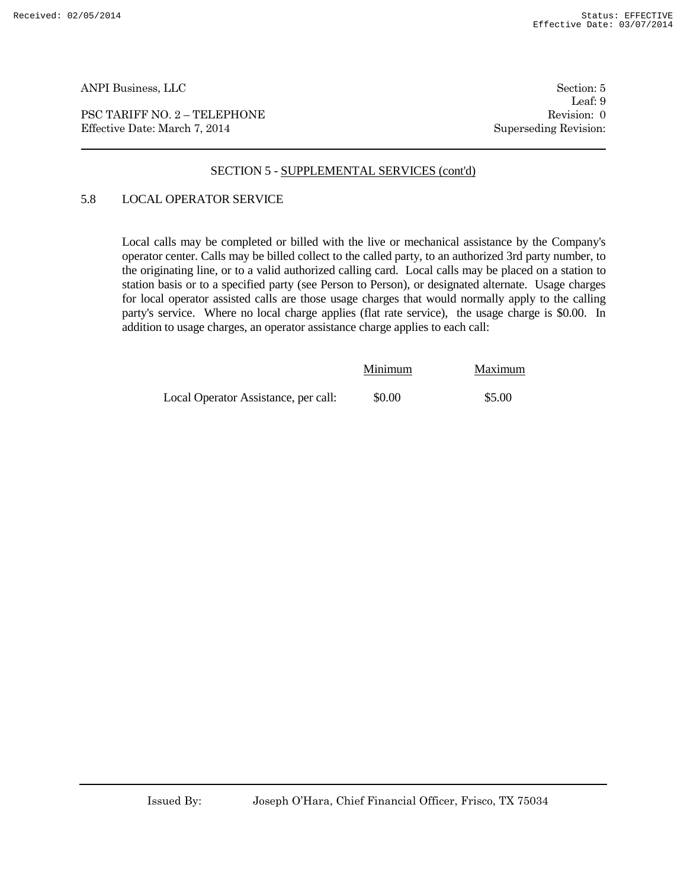## SECTION 5 - SUPPLEMENTAL SERVICES (cont'd)

### 5.8 LOCAL OPERATOR SERVICE

Local calls may be completed or billed with the live or mechanical assistance by the Company's operator center. Calls may be billed collect to the called party, to an authorized 3rd party number, to the originating line, or to a valid authorized calling card. Local calls may be placed on a station to station basis or to a specified party (see Person to Person), or designated alternate. Usage charges for local operator assisted calls are those usage charges that would normally apply to the calling party's service. Where no local charge applies (flat rate service), the usage charge is $0.00. In addition to usage charges, an operator assistance charge applies to each call:

| | Minimum | Maximum |
|---|---|---|
| Local Operator Assistance, per call: | $0.00 | $5.00 |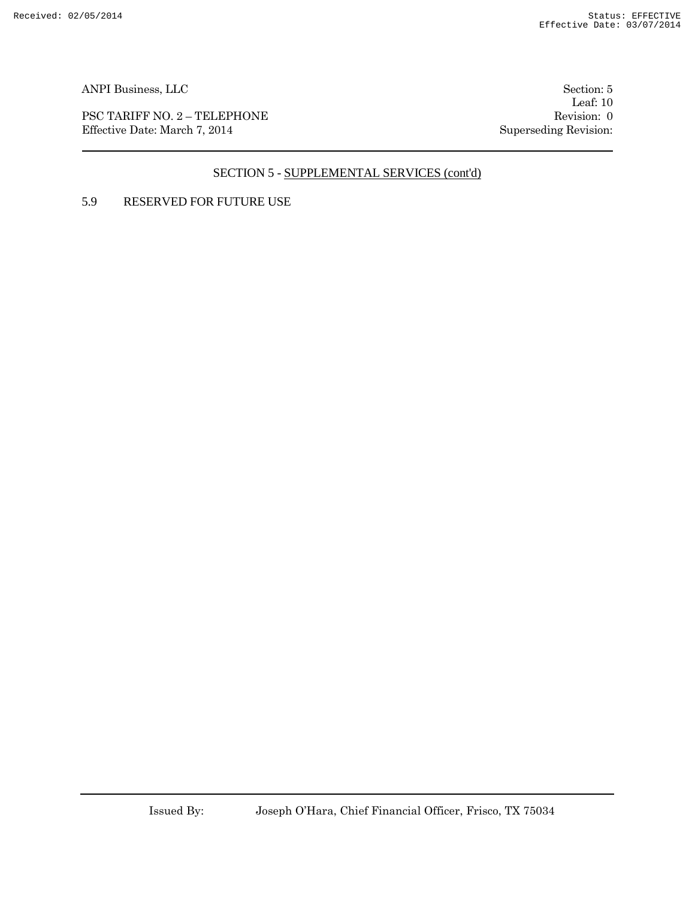## SECTION 5 - SUPPLEMENTAL SERVICES (cont'd)

5.9 RESERVED FOR FUTURE USE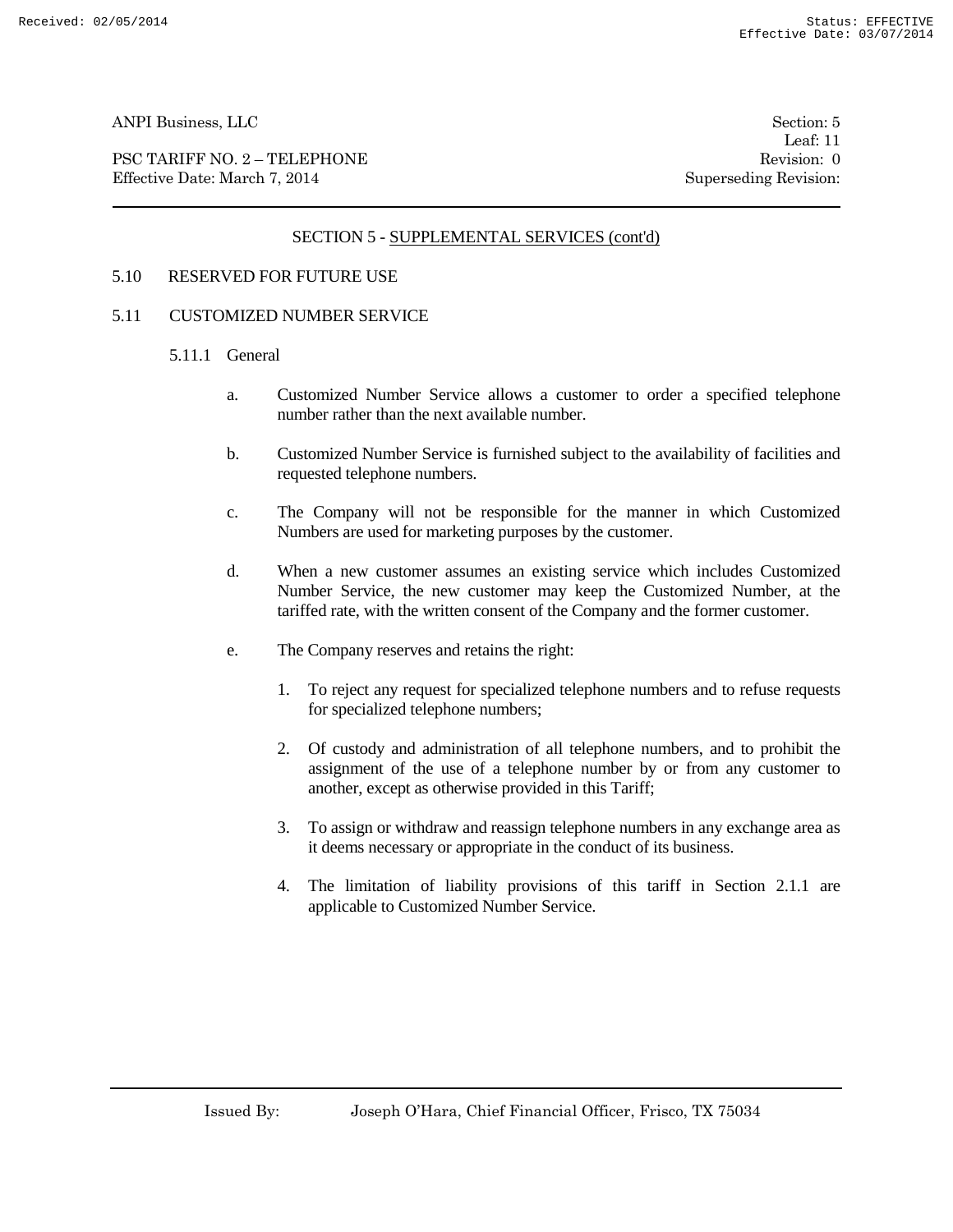## SECTION 5 - SUPPLEMENTAL SERVICES (cont'd)

### 5.10 RESERVED FOR FUTURE USE

### 5.11 CUSTOMIZED NUMBER SERVICE

#### 5.11.1 General

a. Customized Number Service allows a customer to order a specified telephone number rather than the next available number.

b. Customized Number Service is furnished subject to the availability of facilities and requested telephone numbers.

c. The Company will not be responsible for the manner in which Customized Numbers are used for marketing purposes by the customer.

d. When a new customer assumes an existing service which includes Customized Number Service, the new customer may keep the Customized Number, at the tariffed rate, with the written consent of the Company and the former customer.

e. The Company reserves and retains the right:

1. To reject any request for specialized telephone numbers and to refuse requests for specialized telephone numbers;

2. Of custody and administration of all telephone numbers, and to prohibit the assignment of the use of a telephone number by or from any customer to another, except as otherwise provided in this Tariff;

3. To assign or withdraw and reassign telephone numbers in any exchange area as it deems necessary or appropriate in the conduct of its business.

4. The limitation of liability provisions of this tariff in Section 2.1.1 are applicable to Customized Number Service.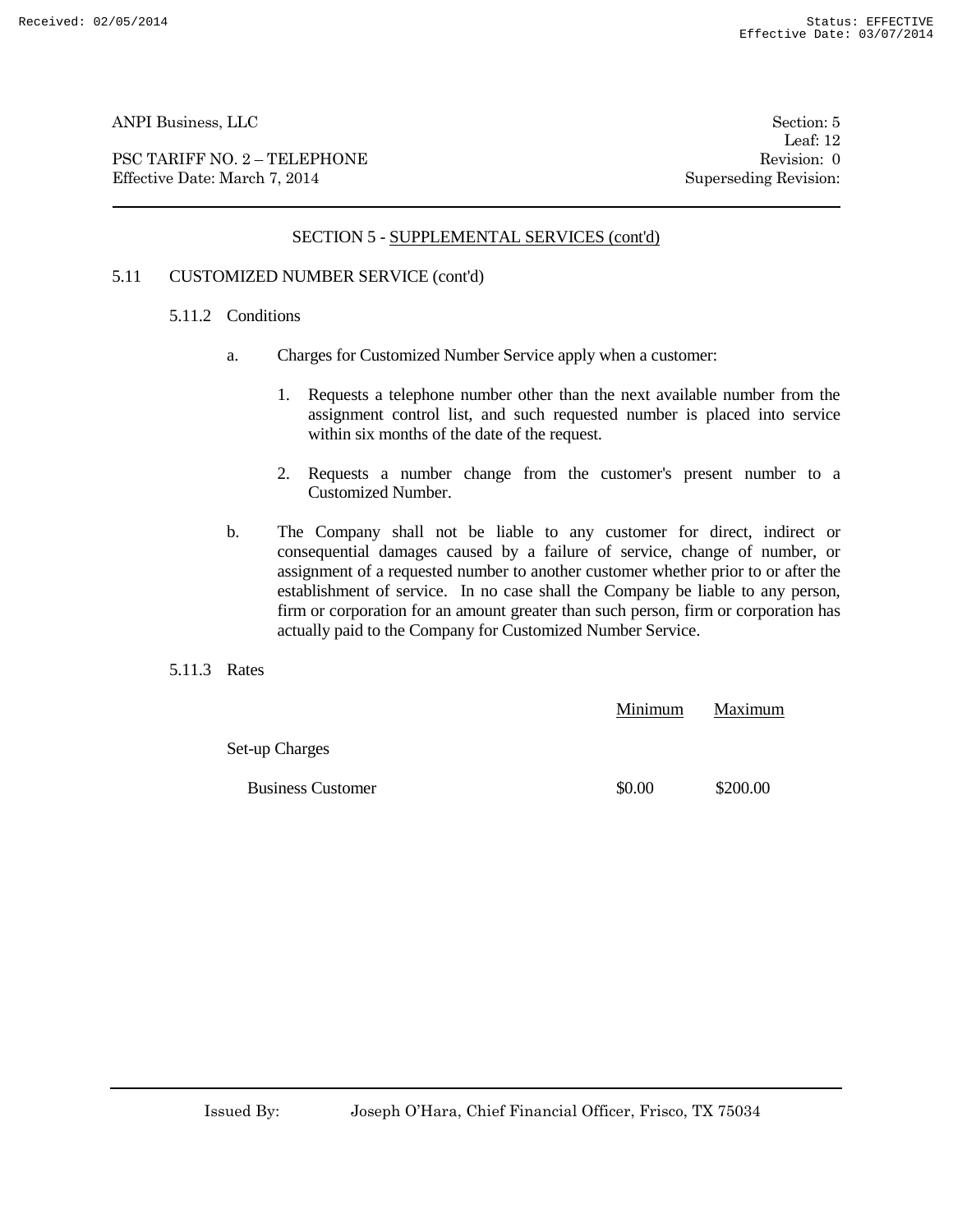## SECTION 5 - SUPPLEMENTAL SERVICES (cont'd)

### 5.11 CUSTOMIZED NUMBER SERVICE (cont'd)

#### 5.11.2 Conditions

a. Charges for Customized Number Service apply when a customer:

1. Requests a telephone number other than the next available number from the assignment control list, and such requested number is placed into service within six months of the date of the request.

2. Requests a number change from the customer's present number to a Customized Number.

b. The Company shall not be liable to any customer for direct, indirect or consequential damages caused by a failure of service, change of number, or assignment of a requested number to another customer whether prior to or after the establishment of service. In no case shall the Company be liable to any person, firm or corporation for an amount greater than such person, firm or corporation has actually paid to the Company for Customized Number Service.

#### 5.11.3 Rates

| | Minimum | Maximum |
|---|---|---|
| Set-up Charges | | |
| Business Customer | $0.00 | $200.00 |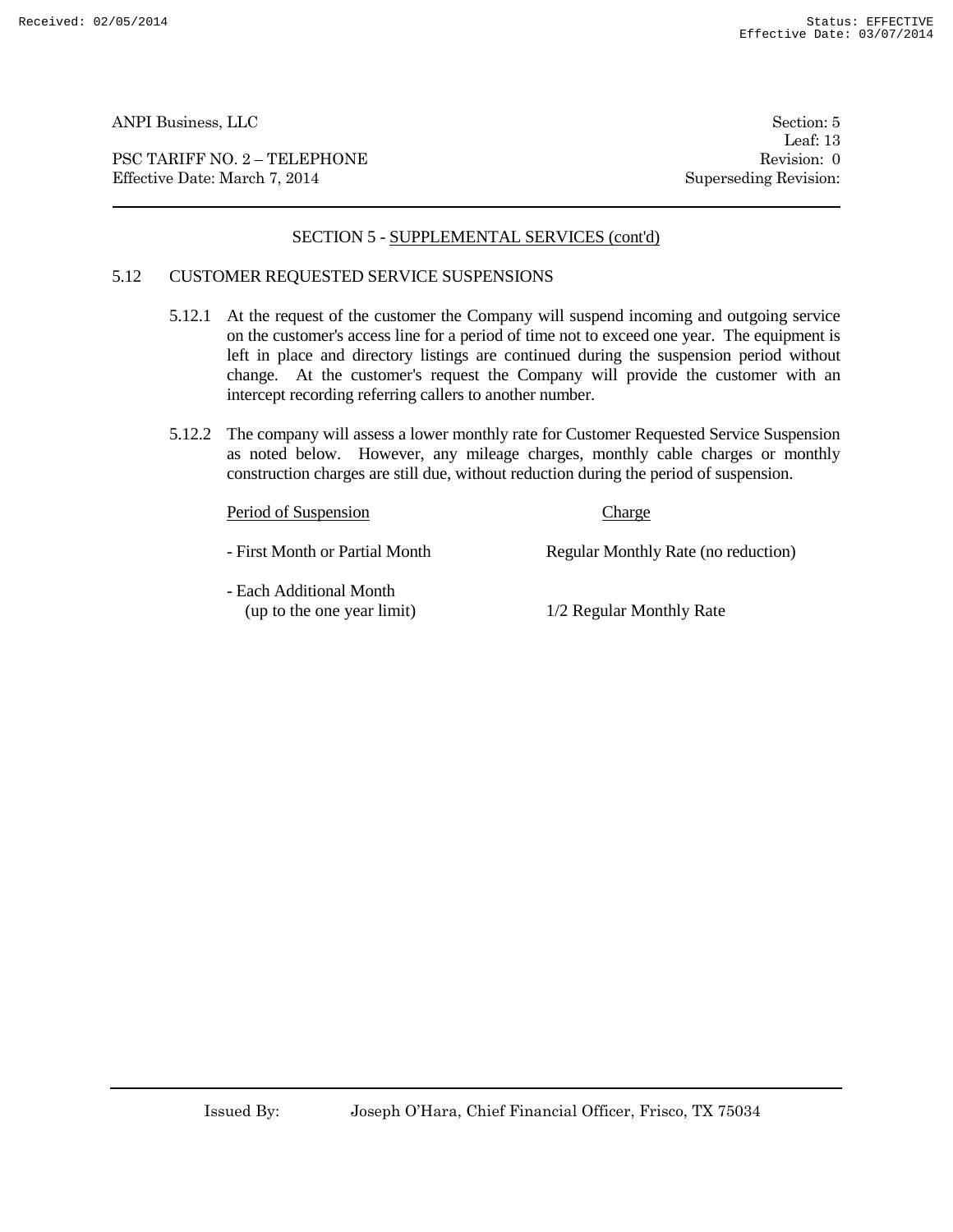## SECTION 5 - SUPPLEMENTAL SERVICES (cont'd)

### 5.12 CUSTOMER REQUESTED SERVICE SUSPENSIONS

5.12.1 At the request of the customer the Company will suspend incoming and outgoing service on the customer's access line for a period of time not to exceed one year. The equipment is left in place and directory listings are continued during the suspension period without change. At the customer's request the Company will provide the customer with an intercept recording referring callers to another number.

5.12.2 The company will assess a lower monthly rate for Customer Requested Service Suspension as noted below. However, any mileage charges, monthly cable charges or monthly construction charges are still due, without reduction during the period of suspension.

| Period of Suspension | Charge |
| --- | --- |
| - First Month or Partial Month | Regular Monthly Rate (no reduction) |
| - Each Additional Month (up to the one year limit) | 1/2 Regular Monthly Rate |